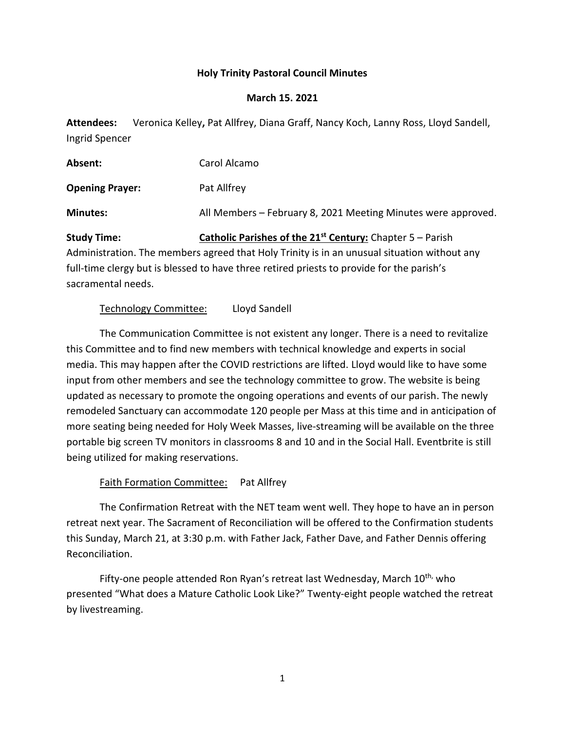**Holy Trinity Pastoral Council Minutes**

**March 15. 2021**

**Attendees:** Veronica Kelley**,** Pat Allfrey, Diana Graff, Nancy Koch, Lanny Ross, Lloyd Sandell, Ingrid Spencer

**Absent:** Carol Alcamo

**Opening Prayer:** Pat Allfrey

**Minutes:** All Members – February 8, 2021 Meeting Minutes were approved.

**Study Time:** **Catholic Parishes of the 21st Century:** Chapter 5 – Parish Administration. The members agreed that Holy Trinity is in an unusual situation without any full-time clergy but is blessed to have three retired priests to provide for the parish's sacramental needs.

Technology Committee: Lloyd Sandell

The Communication Committee is not existent any longer. There is a need to revitalize this Committee and to find new members with technical knowledge and experts in social media. This may happen after the COVID restrictions are lifted. Lloyd would like to have some input from other members and see the technology committee to grow. The website is being updated as necessary to promote the ongoing operations and events of our parish. The newly remodeled Sanctuary can accommodate 120 people per Mass at this time and in anticipation of more seating being needed for Holy Week Masses, live-streaming will be available on the three portable big screen TV monitors in classrooms 8 and 10 and in the Social Hall. Eventbrite is still being utilized for making reservations.

Faith Formation Committee: Pat Allfrey

The Confirmation Retreat with the NET team went well. They hope to have an in person retreat next year. The Sacrament of Reconciliation will be offered to the Confirmation students this Sunday, March 21, at 3:30 p.m. with Father Jack, Father Dave, and Father Dennis offering Reconciliation.

Fifty-one people attended Ron Ryan's retreat last Wednesday, March 10th, who presented "What does a Mature Catholic Look Like?" Twenty-eight people watched the retreat by livestreaming.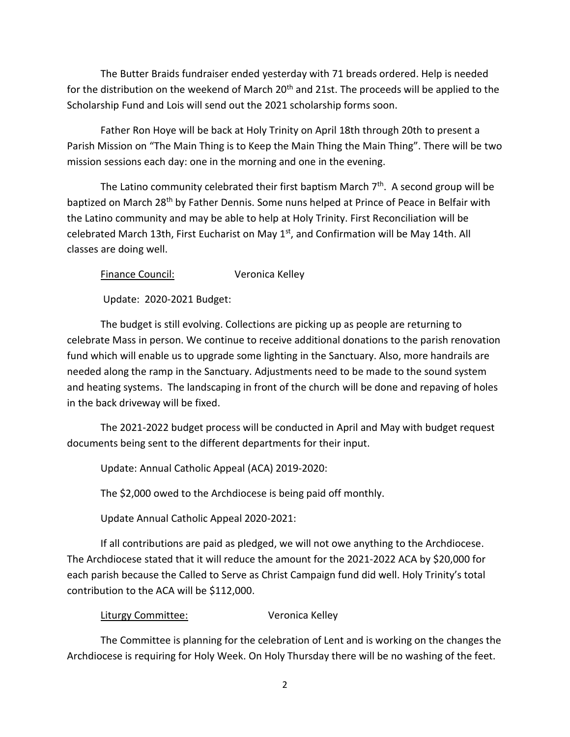The Butter Braids fundraiser ended yesterday with 71 breads ordered. Help is needed for the distribution on the weekend of March 20th and 21st. The proceeds will be applied to the Scholarship Fund and Lois will send out the 2021 scholarship forms soon.

Father Ron Hoye will be back at Holy Trinity on April 18th through 20th to present a Parish Mission on "The Main Thing is to Keep the Main Thing the Main Thing". There will be two mission sessions each day: one in the morning and one in the evening.

The Latino community celebrated their first baptism March 7th. A second group will be baptized on March 28th by Father Dennis. Some nuns helped at Prince of Peace in Belfair with the Latino community and may be able to help at Holy Trinity. First Reconciliation will be celebrated March 13th, First Eucharist on May 1st, and Confirmation will be May 14th. All classes are doing well.

<u>Finance Council:</u> Veronica Kelley

Update: 2020-2021 Budget:

The budget is still evolving. Collections are picking up as people are returning to celebrate Mass in person. We continue to receive additional donations to the parish renovation fund which will enable us to upgrade some lighting in the Sanctuary. Also, more handrails are needed along the ramp in the Sanctuary. Adjustments need to be made to the sound system and heating systems. The landscaping in front of the church will be done and repaving of holes in the back driveway will be fixed.

The 2021-2022 budget process will be conducted in April and May with budget request documents being sent to the different departments for their input.

Update: Annual Catholic Appeal (ACA) 2019-2020:

The $2,000 owed to the Archdiocese is being paid off monthly.

Update Annual Catholic Appeal 2020-2021:

If all contributions are paid as pledged, we will not owe anything to the Archdiocese. The Archdiocese stated that it will reduce the amount for the 2021-2022 ACA by $20,000 for each parish because the Called to Serve as Christ Campaign fund did well. Holy Trinity's total contribution to the ACA will be $112,000.

<u>Liturgy Committee:</u> Veronica Kelley

The Committee is planning for the celebration of Lent and is working on the changes the Archdiocese is requiring for Holy Week. On Holy Thursday there will be no washing of the feet.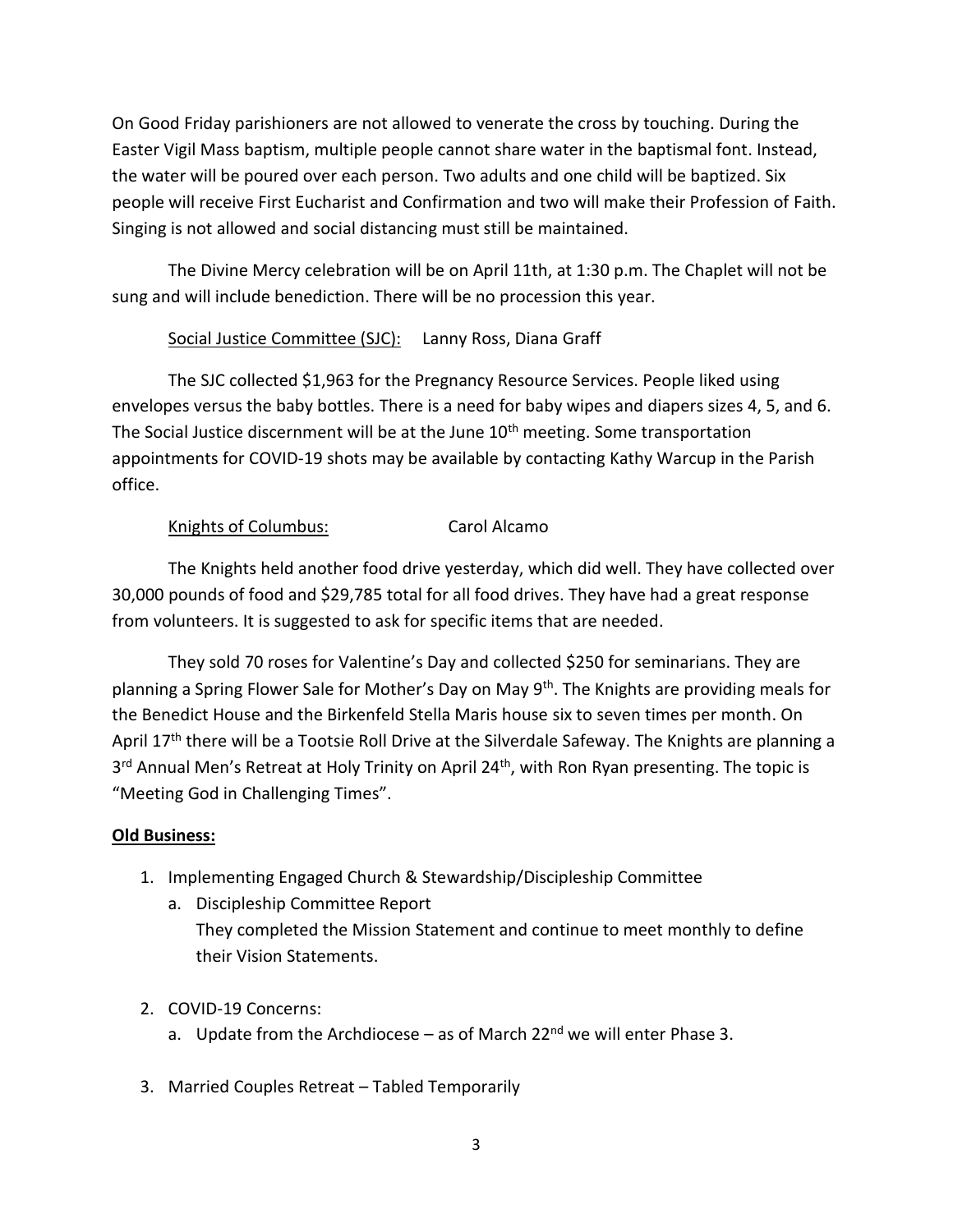On Good Friday parishioners are not allowed to venerate the cross by touching. During the Easter Vigil Mass baptism, multiple people cannot share water in the baptismal font. Instead, the water will be poured over each person. Two adults and one child will be baptized. Six people will receive First Eucharist and Confirmation and two will make their Profession of Faith. Singing is not allowed and social distancing must still be maintained.

The Divine Mercy celebration will be on April 11th, at 1:30 p.m. The Chaplet will not be sung and will include benediction. There will be no procession this year.

Social Justice Committee (SJC): Lanny Ross, Diana Graff

The SJC collected $1,963 for the Pregnancy Resource Services. People liked using envelopes versus the baby bottles. There is a need for baby wipes and diapers sizes 4, 5, and 6. The Social Justice discernment will be at the June 10th meeting. Some transportation appointments for COVID-19 shots may be available by contacting Kathy Warcup in the Parish office.

Knights of Columbus: Carol Alcamo

The Knights held another food drive yesterday, which did well. They have collected over 30,000 pounds of food and $29,785 total for all food drives. They have had a great response from volunteers. It is suggested to ask for specific items that are needed.

They sold 70 roses for Valentine's Day and collected $250 for seminarians. They are planning a Spring Flower Sale for Mother's Day on May 9th. The Knights are providing meals for the Benedict House and the Birkenfeld Stella Maris house six to seven times per month. On April 17th there will be a Tootsie Roll Drive at the Silverdale Safeway. The Knights are planning a 3rd Annual Men's Retreat at Holy Trinity on April 24th, with Ron Ryan presenting. The topic is "Meeting God in Challenging Times".

**Old Business:**

1. Implementing Engaged Church & Stewardship/Discipleship Committee
   a. Discipleship Committee Report
      They completed the Mission Statement and continue to meet monthly to define their Vision Statements.

2. COVID-19 Concerns:
   a. Update from the Archdiocese – as of March 22nd we will enter Phase 3.

3. Married Couples Retreat – Tabled Temporarily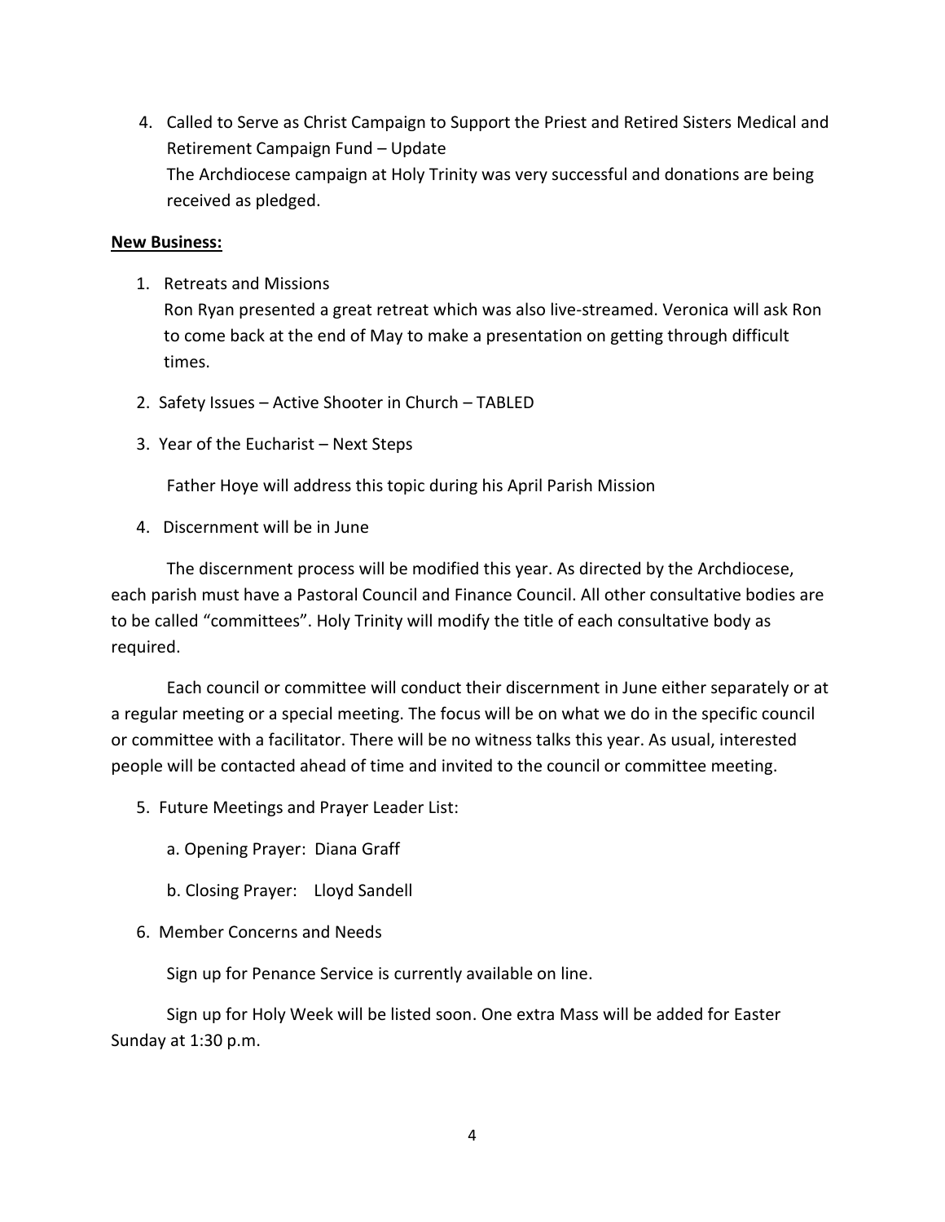4. Called to Serve as Christ Campaign to Support the Priest and Retired Sisters Medical and Retirement Campaign Fund – Update
   The Archdiocese campaign at Holy Trinity was very successful and donations are being received as pledged.

**New Business:**

1. Retreats and Missions
   Ron Ryan presented a great retreat which was also live-streamed. Veronica will ask Ron to come back at the end of May to make a presentation on getting through difficult times.

2. Safety Issues – Active Shooter in Church – TABLED

3. Year of the Eucharist – Next Steps

   Father Hoye will address this topic during his April Parish Mission

4. Discernment will be in June

The discernment process will be modified this year. As directed by the Archdiocese, each parish must have a Pastoral Council and Finance Council. All other consultative bodies are to be called "committees". Holy Trinity will modify the title of each consultative body as required.

Each council or committee will conduct their discernment in June either separately or at a regular meeting or a special meeting. The focus will be on what we do in the specific council or committee with a facilitator. There will be no witness talks this year. As usual, interested people will be contacted ahead of time and invited to the council or committee meeting.

5. Future Meetings and Prayer Leader List:

   a. Opening Prayer: Diana Graff

   b. Closing Prayer: Lloyd Sandell

6. Member Concerns and Needs

   Sign up for Penance Service is currently available on line.

Sign up for Holy Week will be listed soon. One extra Mass will be added for Easter Sunday at 1:30 p.m.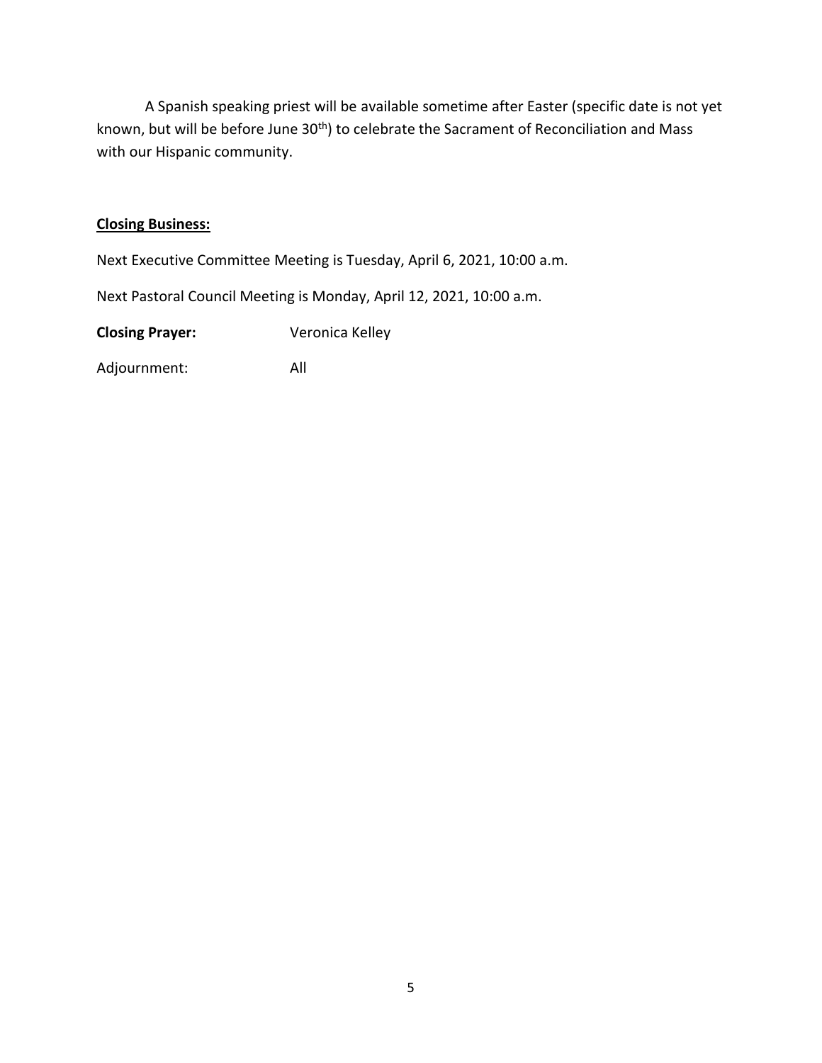A Spanish speaking priest will be available sometime after Easter (specific date is not yet known, but will be before June 30th) to celebrate the Sacrament of Reconciliation and Mass with our Hispanic community.

**Closing Business:**

Next Executive Committee Meeting is Tuesday, April 6, 2021, 10:00 a.m.

Next Pastoral Council Meeting is Monday, April 12, 2021, 10:00 a.m.

**Closing Prayer:** Veronica Kelley

Adjournment: All